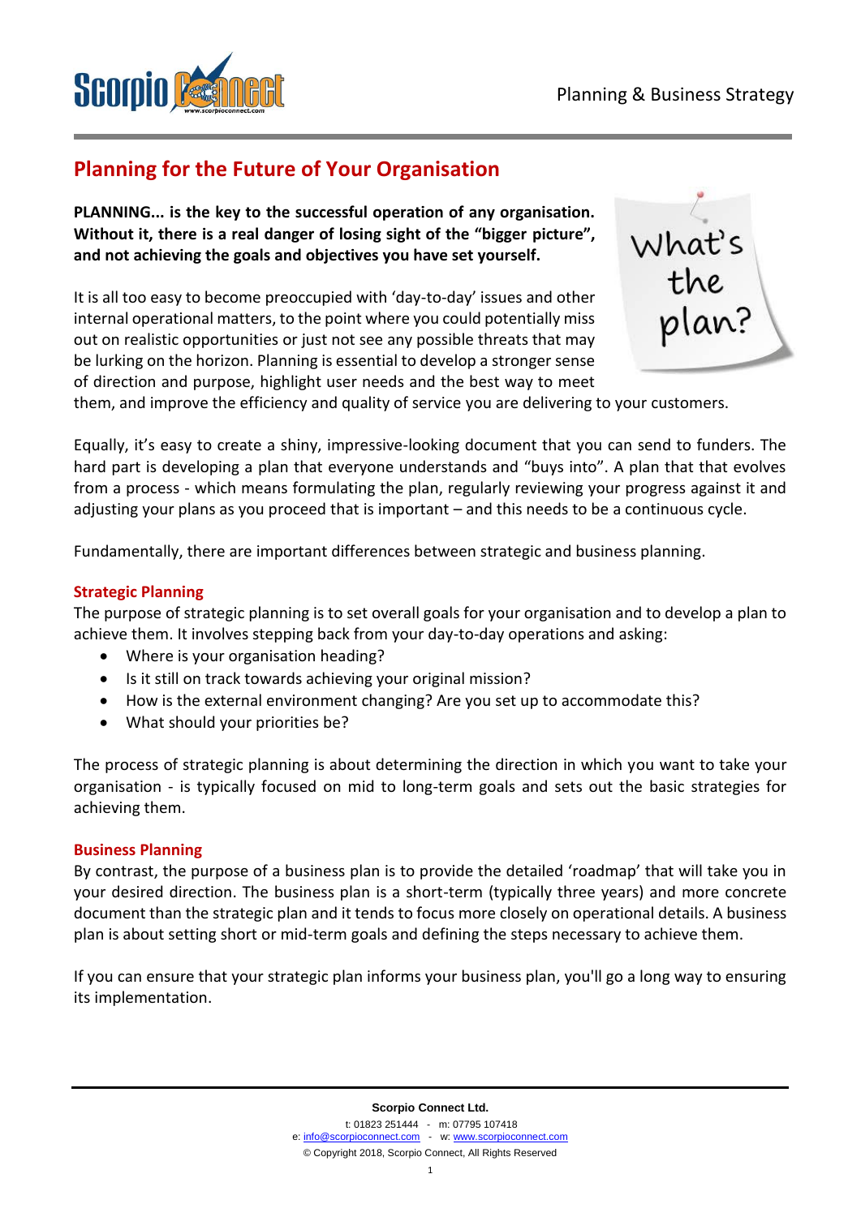# Planning for the Future of Your Organisation

**PLANNING... is the key to the successful operation of any organisation. Without it, there is a real danger of losing sight of the "bigger picture", and not achieving the goals and objectives you have set yourself.**

It is all too easy to become preoccupied with 'day-to-day' issues and other internal operational matters, to the point where you could potentially miss out on realistic opportunities or just not see any possible threats that may be lurking on the horizon. Planning is essential to develop a stronger sense of direction and purpose, highlight user needs and the best way to meet them, and improve the efficiency and quality of service you are delivering to your customers.

Equally, it's easy to create a shiny, impressive-looking document that you can send to funders. The hard part is developing a plan that everyone understands and "buys into". A plan that that evolves from a process - which means formulating the plan, regularly reviewing your progress against it and adjusting your plans as you proceed that is important – and this needs to be a continuous cycle.

Fundamentally, there are important differences between strategic and business planning.

## Strategic Planning

The purpose of strategic planning is to set overall goals for your organisation and to develop a plan to achieve them. It involves stepping back from your day-to-day operations and asking:

- Where is your organisation heading?
- Is it still on track towards achieving your original mission?
- How is the external environment changing? Are you set up to accommodate this?
- What should your priorities be?

The process of strategic planning is about determining the direction in which you want to take your organisation - is typically focused on mid to long-term goals and sets out the basic strategies for achieving them.

## Business Planning

By contrast, the purpose of a business plan is to provide the detailed 'roadmap' that will take you in your desired direction. The business plan is a short-term (typically three years) and more concrete document than the strategic plan and it tends to focus more closely on operational details. A business plan is about setting short or mid-term goals and defining the steps necessary to achieve them.

If you can ensure that your strategic plan informs your business plan, you'll go a long way to ensuring its implementation.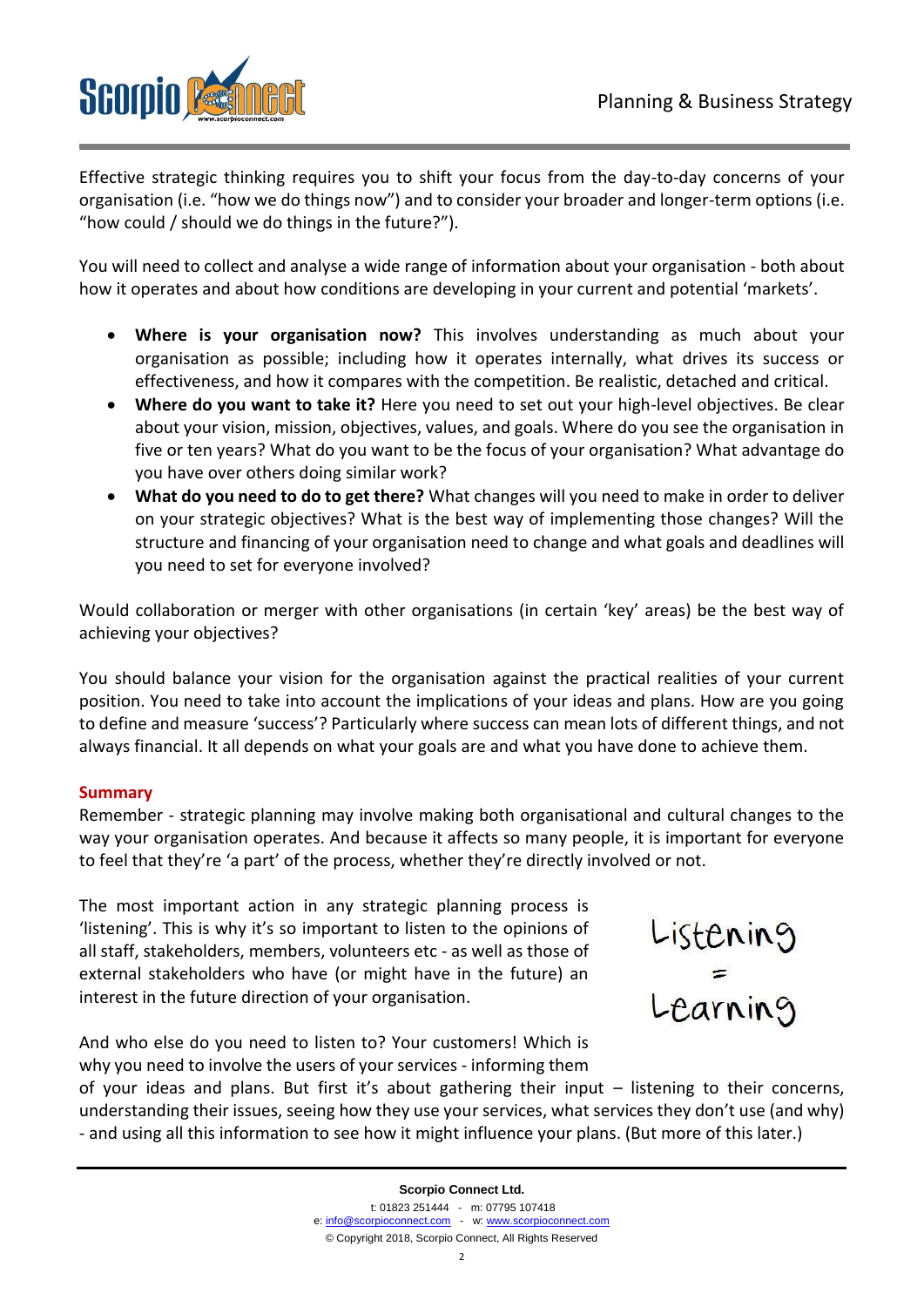Effective strategic thinking requires you to shift your focus from the day-to-day concerns of your organisation (i.e. "how we do things now") and to consider your broader and longer-term options (i.e. "how could / should we do things in the future?").

You will need to collect and analyse a wide range of information about your organisation - both about how it operates and about how conditions are developing in your current and potential 'markets'.

- **Where is your organisation now?** This involves understanding as much about your organisation as possible; including how it operates internally, what drives its success or effectiveness, and how it compares with the competition. Be realistic, detached and critical.
- **Where do you want to take it?** Here you need to set out your high-level objectives. Be clear about your vision, mission, objectives, values, and goals. Where do you see the organisation in five or ten years? What do you want to be the focus of your organisation? What advantage do you have over others doing similar work?
- **What do you need to do to get there?** What changes will you need to make in order to deliver on your strategic objectives? What is the best way of implementing those changes? Will the structure and financing of your organisation need to change and what goals and deadlines will you need to set for everyone involved?

Would collaboration or merger with other organisations (in certain 'key' areas) be the best way of achieving your objectives?

You should balance your vision for the organisation against the practical realities of your current position. You need to take into account the implications of your ideas and plans. How are you going to define and measure 'success'? Particularly where success can mean lots of different things, and not always financial. It all depends on what your goals are and what you have done to achieve them.

## Summary

Remember - strategic planning may involve making both organisational and cultural changes to the way your organisation operates. And because it affects so many people, it is important for everyone to feel that they're 'a part' of the process, whether they're directly involved or not.

The most important action in any strategic planning process is 'listening'. This is why it's so important to listen to the opinions of all staff, stakeholders, members, volunteers etc - as well as those of external stakeholders who have (or might have in the future) an interest in the future direction of your organisation.

Listening = Learning

And who else do you need to listen to? Your customers! Which is why you need to involve the users of your services - informing them of your ideas and plans. But first it's about gathering their input – listening to their concerns, understanding their issues, seeing how they use your services, what services they don't use (and why) - and using all this information to see how it might influence your plans. (But more of this later.)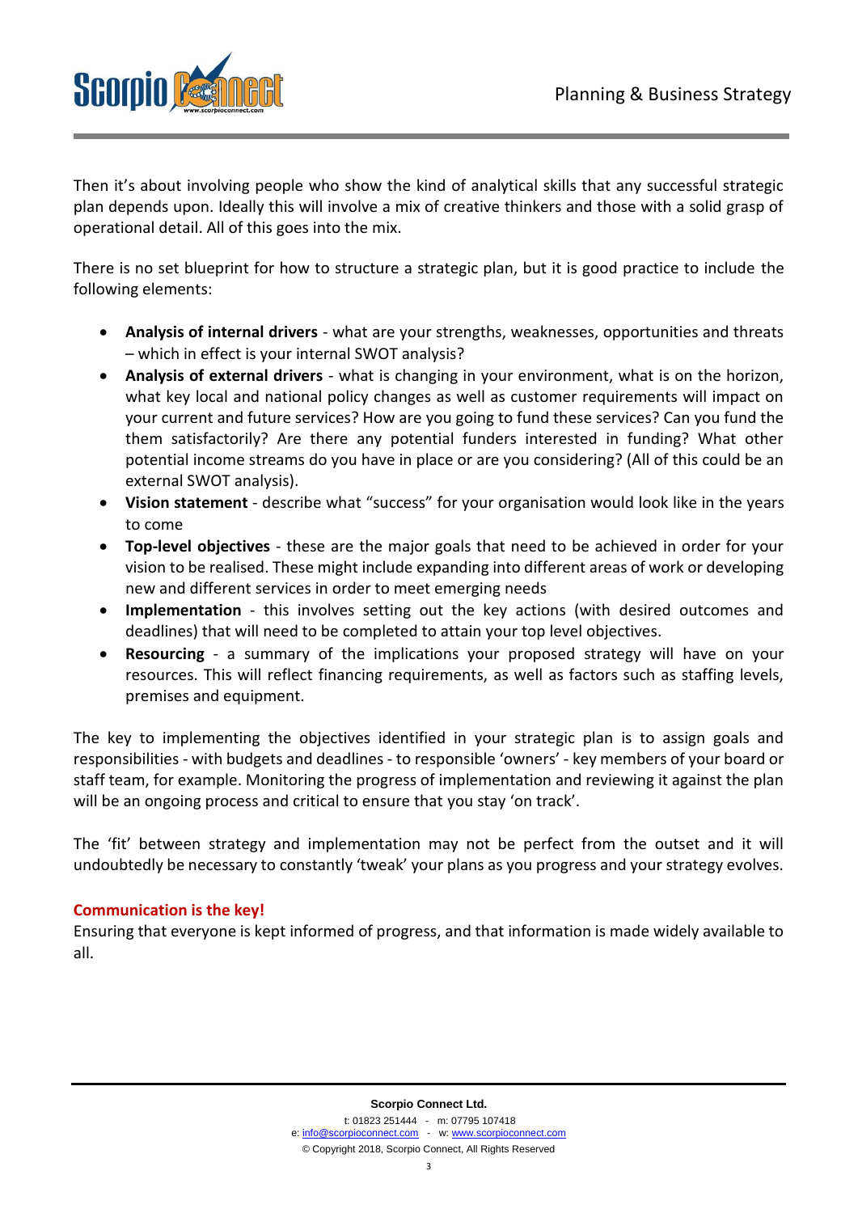Then it's about involving people who show the kind of analytical skills that any successful strategic plan depends upon. Ideally this will involve a mix of creative thinkers and those with a solid grasp of operational detail. All of this goes into the mix.

There is no set blueprint for how to structure a strategic plan, but it is good practice to include the following elements:

- **Analysis of internal drivers** - what are your strengths, weaknesses, opportunities and threats – which in effect is your internal SWOT analysis?
- **Analysis of external drivers** - what is changing in your environment, what is on the horizon, what key local and national policy changes as well as customer requirements will impact on your current and future services? How are you going to fund these services? Can you fund the them satisfactorily? Are there any potential funders interested in funding? What other potential income streams do you have in place or are you considering? (All of this could be an external SWOT analysis).
- **Vision statement** - describe what "success" for your organisation would look like in the years to come
- **Top-level objectives** - these are the major goals that need to be achieved in order for your vision to be realised. These might include expanding into different areas of work or developing new and different services in order to meet emerging needs
- **Implementation** - this involves setting out the key actions (with desired outcomes and deadlines) that will need to be completed to attain your top level objectives.
- **Resourcing** - a summary of the implications your proposed strategy will have on your resources. This will reflect financing requirements, as well as factors such as staffing levels, premises and equipment.

The key to implementing the objectives identified in your strategic plan is to assign goals and responsibilities - with budgets and deadlines - to responsible 'owners' - key members of your board or staff team, for example. Monitoring the progress of implementation and reviewing it against the plan will be an ongoing process and critical to ensure that you stay 'on track'.

The 'fit' between strategy and implementation may not be perfect from the outset and it will undoubtedly be necessary to constantly 'tweak' your plans as you progress and your strategy evolves.

**Communication is the key!**

Ensuring that everyone is kept informed of progress, and that information is made widely available to all.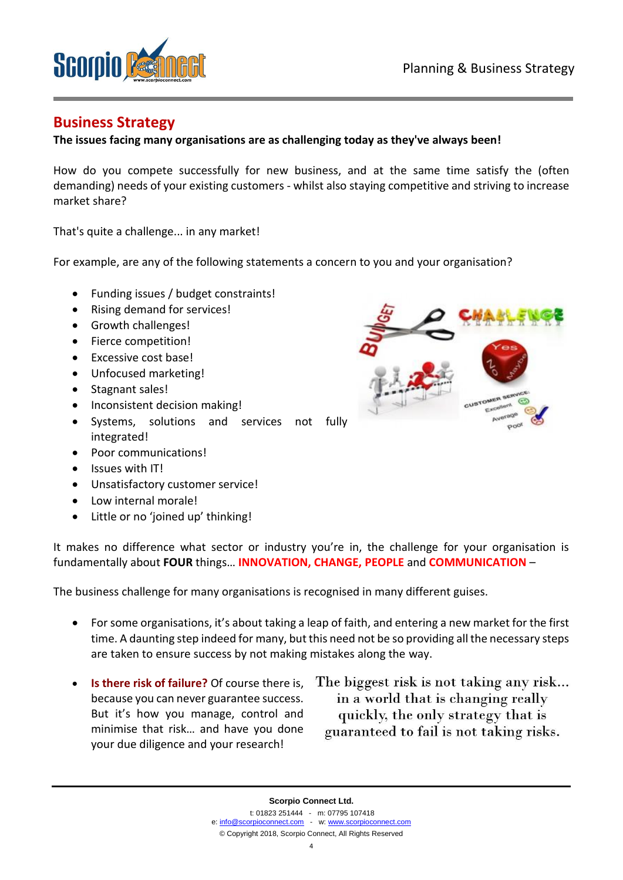## Business Strategy

**The issues facing many organisations are as challenging today as they've always been!**

How do you compete successfully for new business, and at the same time satisfy the (often demanding) needs of your existing customers - whilst also staying competitive and striving to increase market share?

That's quite a challenge... in any market!

For example, are any of the following statements a concern to you and your organisation?

- Funding issues / budget constraints!
- Rising demand for services!
- Growth challenges!
- Fierce competition!
- Excessive cost base!
- Unfocused marketing!
- Stagnant sales!
- Inconsistent decision making!
- Systems, solutions and services not fully integrated!
- Poor communications!
- Issues with IT!
- Unsatisfactory customer service!
- Low internal morale!
- Little or no 'joined up' thinking!

It makes no difference what sector or industry you're in, the challenge for your organisation is fundamentally about **FOUR** things… **INNOVATION, CHANGE, PEOPLE** and **COMMUNICATION** –

The business challenge for many organisations is recognised in many different guises.

- For some organisations, it's about taking a leap of faith, and entering a new market for the first time. A daunting step indeed for many, but this need not be so providing all the necessary steps are taken to ensure success by not making mistakes along the way.
- **Is there risk of failure?** Of course there is, because you can never guarantee success. But it's how you manage, control and minimise that risk… and have you done your due diligence and your research!

The biggest risk is not taking any risk... in a world that is changing really quickly, the only strategy that is guaranteed to fail is not taking risks.

**Scorpio Connect Ltd.**

t: 01823 251444 - m: 07795 107418
e: info@scorpioconnect.com - w: www.scorpioconnect.com
© Copyright 2018, Scorpio Connect, All Rights Reserved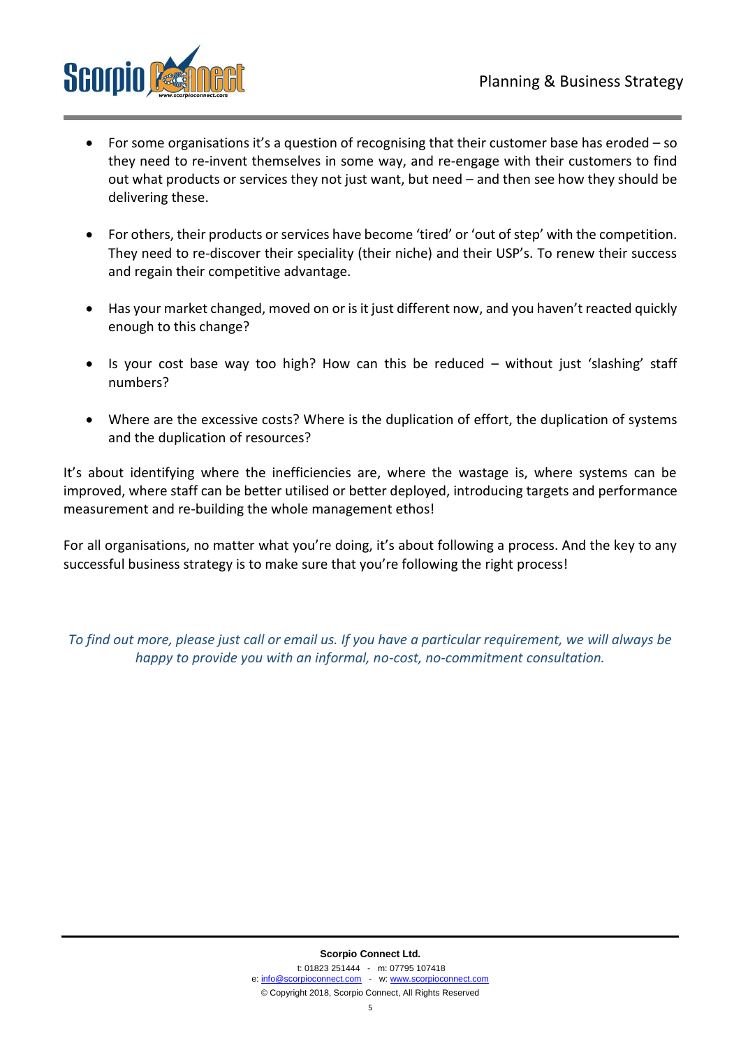- For some organisations it's a question of recognising that their customer base has eroded – so they need to re-invent themselves in some way, and re-engage with their customers to find out what products or services they not just want, but need – and then see how they should be delivering these.

- For others, their products or services have become 'tired' or 'out of step' with the competition. They need to re-discover their speciality (their niche) and their USP's. To renew their success and regain their competitive advantage.

- Has your market changed, moved on or is it just different now, and you haven't reacted quickly enough to this change?

- Is your cost base way too high? How can this be reduced – without just 'slashing' staff numbers?

- Where are the excessive costs? Where is the duplication of effort, the duplication of systems and the duplication of resources?

It's about identifying where the inefficiencies are, where the wastage is, where systems can be improved, where staff can be better utilised or better deployed, introducing targets and performance measurement and re-building the whole management ethos!

For all organisations, no matter what you're doing, it's about following a process. And the key to any successful business strategy is to make sure that you're following the right process!

*To find out more, please just call or email us. If you have a particular requirement, we will always be happy to provide you with an informal, no-cost, no-commitment consultation.*